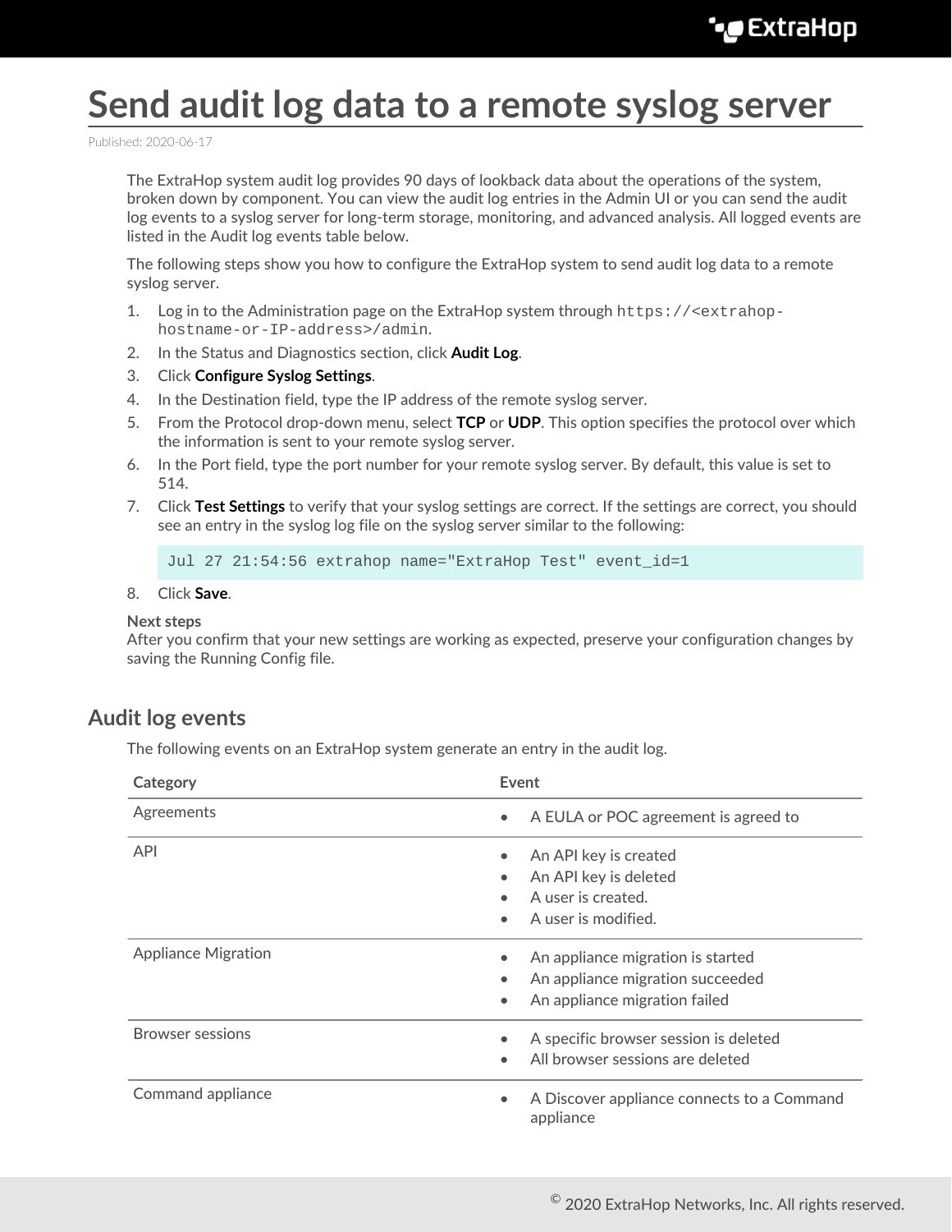# Send audit log data to a remote syslog server

Published: 2020-06-17

The ExtraHop system audit log provides 90 days of lookback data about the operations of the system, broken down by component. You can view the audit log entries in the Admin UI or you can send the audit log events to a syslog server for long-term storage, monitoring, and advanced analysis. All logged events are listed in the Audit log events table below.

The following steps show you how to configure the ExtraHop system to send audit log data to a remote syslog server.

1. Log in to the Administration page on the ExtraHop system through `https://<extrahop-hostname-or-IP-address>/admin`.
2. In the Status and Diagnostics section, click **Audit Log**.
3. Click **Configure Syslog Settings**.
4. In the Destination field, type the IP address of the remote syslog server.
5. From the Protocol drop-down menu, select **TCP** or **UDP**. This option specifies the protocol over which the information is sent to your remote syslog server.
6. In the Port field, type the port number for your remote syslog server. By default, this value is set to 514.
7. Click **Test Settings** to verify that your syslog settings are correct. If the settings are correct, you should see an entry in the syslog log file on the syslog server similar to the following:

   ```
   Jul 27 21:54:56 extrahop name="ExtraHop Test" event_id=1
   ```

8. Click **Save**.

**Next steps**

After you confirm that your new settings are working as expected, preserve your configuration changes by saving the Running Config file.

## Audit log events

The following events on an ExtraHop system generate an entry in the audit log.

| Category | Event |
| --- | --- |
| Agreements | • A EULA or POC agreement is agreed to |
| API | • An API key is created<br>• An API key is deleted<br>• A user is created.<br>• A user is modified. |
| Appliance Migration | • An appliance migration is started<br>• An appliance migration succeeded<br>• An appliance migration failed |
| Browser sessions | • A specific browser session is deleted<br>• All browser sessions are deleted |
| Command appliance | • A Discover appliance connects to a Command appliance |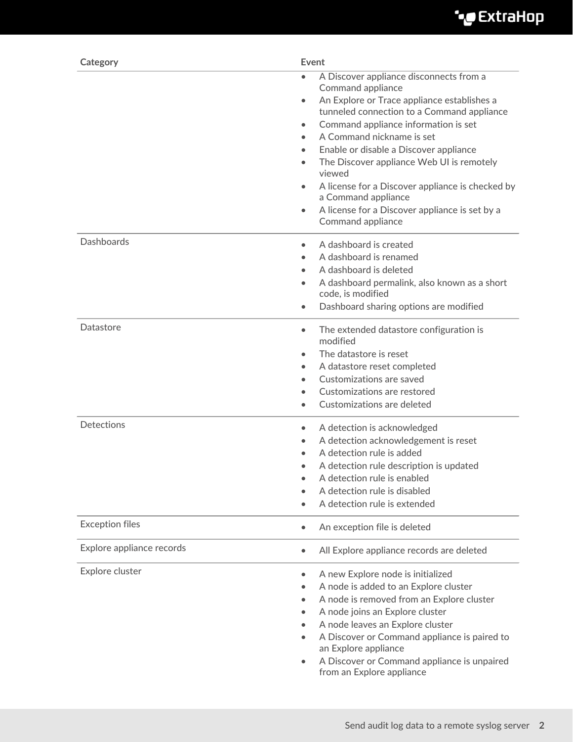| Category | Event |
| --- | --- |
| | • A Discover appliance disconnects from a Command appliance<br>• An Explore or Trace appliance establishes a tunneled connection to a Command appliance<br>• Command appliance information is set<br>• A Command nickname is set<br>• Enable or disable a Discover appliance<br>• The Discover appliance Web UI is remotely viewed<br>• A license for a Discover appliance is checked by a Command appliance<br>• A license for a Discover appliance is set by a Command appliance |
| Dashboards | • A dashboard is created<br>• A dashboard is renamed<br>• A dashboard is deleted<br>• A dashboard permalink, also known as a short code, is modified<br>• Dashboard sharing options are modified |
| Datastore | • The extended datastore configuration is modified<br>• The datastore is reset<br>• A datastore reset completed<br>• Customizations are saved<br>• Customizations are restored<br>• Customizations are deleted |
| Detections | • A detection is acknowledged<br>• A detection acknowledgement is reset<br>• A detection rule is added<br>• A detection rule description is updated<br>• A detection rule is enabled<br>• A detection rule is disabled<br>• A detection rule is extended |
| Exception files | • An exception file is deleted |
| Explore appliance records | • All Explore appliance records are deleted |
| Explore cluster | • A new Explore node is initialized<br>• A node is added to an Explore cluster<br>• A node is removed from an Explore cluster<br>• A node joins an Explore cluster<br>• A node leaves an Explore cluster<br>• A Discover or Command appliance is paired to an Explore appliance<br>• A Discover or Command appliance is unpaired from an Explore appliance |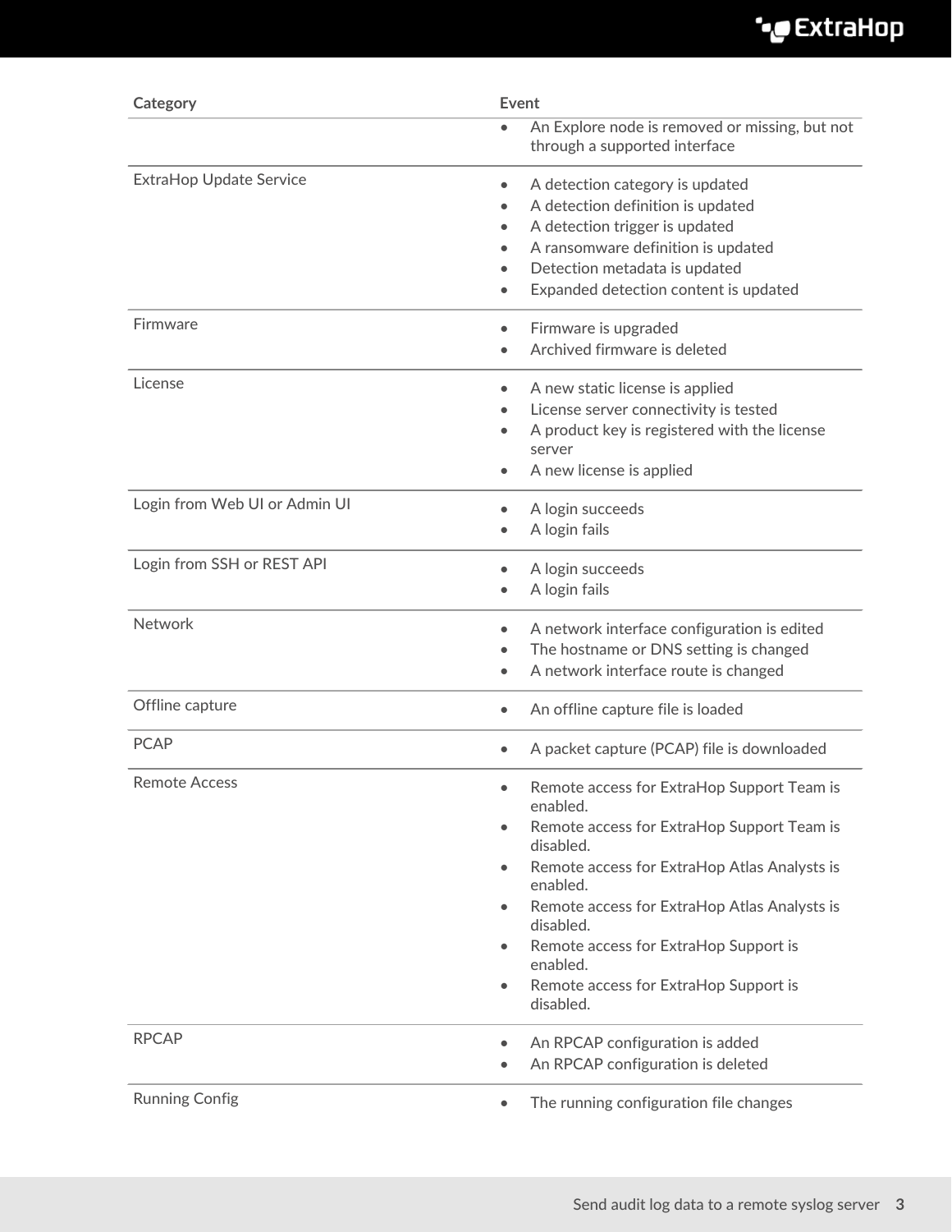| Category | Event |
| --- | --- |
| | • An Explore node is removed or missing, but not through a supported interface |
| ExtraHop Update Service | • A detection category is updated<br>• A detection definition is updated<br>• A detection trigger is updated<br>• A ransomware definition is updated<br>• Detection metadata is updated<br>• Expanded detection content is updated |
| Firmware | • Firmware is upgraded<br>• Archived firmware is deleted |
| License | • A new static license is applied<br>• License server connectivity is tested<br>• A product key is registered with the license server<br>• A new license is applied |
| Login from Web UI or Admin UI | • A login succeeds<br>• A login fails |
| Login from SSH or REST API | • A login succeeds<br>• A login fails |
| Network | • A network interface configuration is edited<br>• The hostname or DNS setting is changed<br>• A network interface route is changed |
| Offline capture | • An offline capture file is loaded |
| PCAP | • A packet capture (PCAP) file is downloaded |
| Remote Access | • Remote access for ExtraHop Support Team is enabled.<br>• Remote access for ExtraHop Support Team is disabled.<br>• Remote access for ExtraHop Atlas Analysts is enabled.<br>• Remote access for ExtraHop Atlas Analysts is disabled.<br>• Remote access for ExtraHop Support is enabled.<br>• Remote access for ExtraHop Support is disabled. |
| RPCAP | • An RPCAP configuration is added<br>• An RPCAP configuration is deleted |
| Running Config | • The running configuration file changes |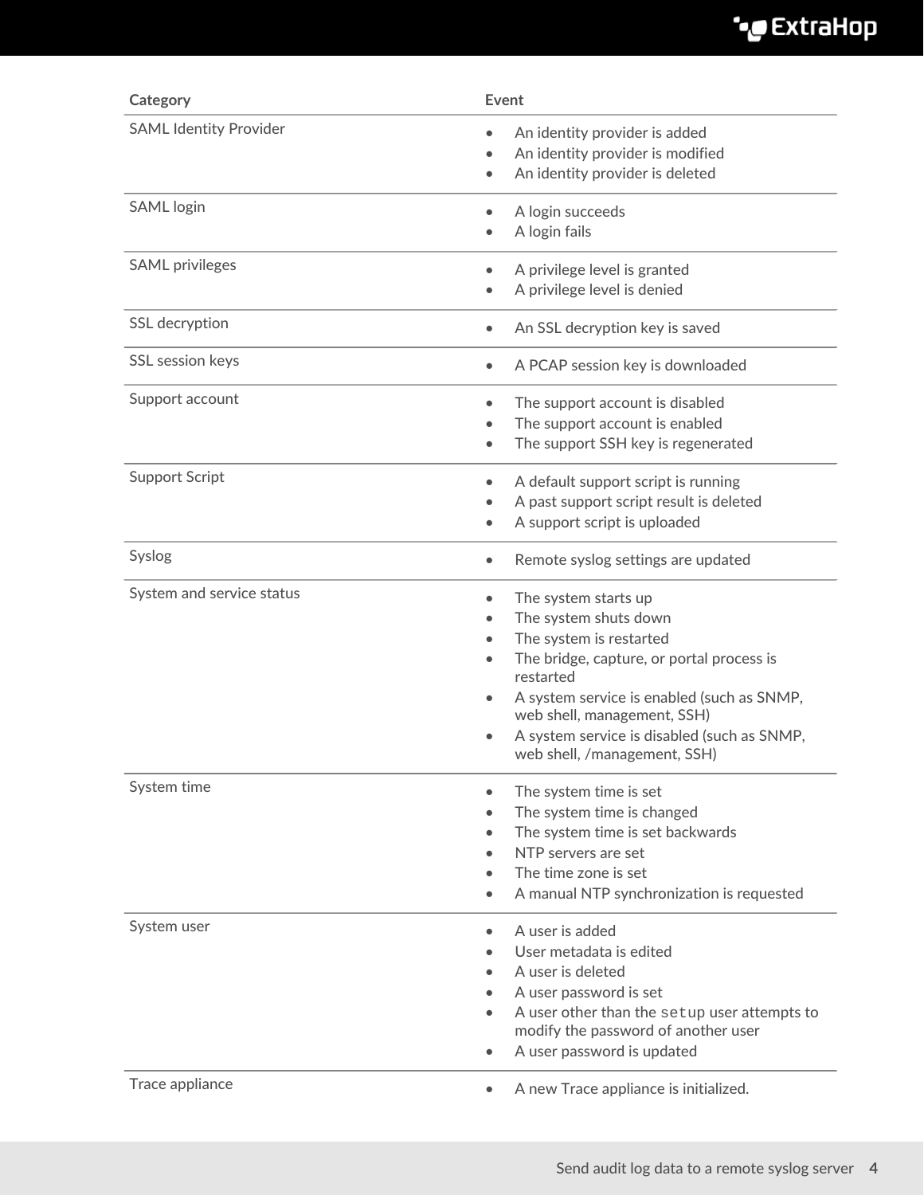| Category | Event |
| --- | --- |
| SAML Identity Provider | • An identity provider is added<br>• An identity provider is modified<br>• An identity provider is deleted |
| SAML login | • A login succeeds<br>• A login fails |
| SAML privileges | • A privilege level is granted<br>• A privilege level is denied |
| SSL decryption | • An SSL decryption key is saved |
| SSL session keys | • A PCAP session key is downloaded |
| Support account | • The support account is disabled<br>• The support account is enabled<br>• The support SSH key is regenerated |
| Support Script | • A default support script is running<br>• A past support script result is deleted<br>• A support script is uploaded |
| Syslog | • Remote syslog settings are updated |
| System and service status | • The system starts up<br>• The system shuts down<br>• The system is restarted<br>• The bridge, capture, or portal process is restarted<br>• A system service is enabled (such as SNMP, web shell, management, SSH)<br>• A system service is disabled (such as SNMP, web shell, /management, SSH) |
| System time | • The system time is set<br>• The system time is changed<br>• The system time is set backwards<br>• NTP servers are set<br>• The time zone is set<br>• A manual NTP synchronization is requested |
| System user | • A user is added<br>• User metadata is edited<br>• A user is deleted<br>• A user password is set<br>• A user other than the `setup` user attempts to modify the password of another user<br>• A user password is updated |
| Trace appliance | • A new Trace appliance is initialized. |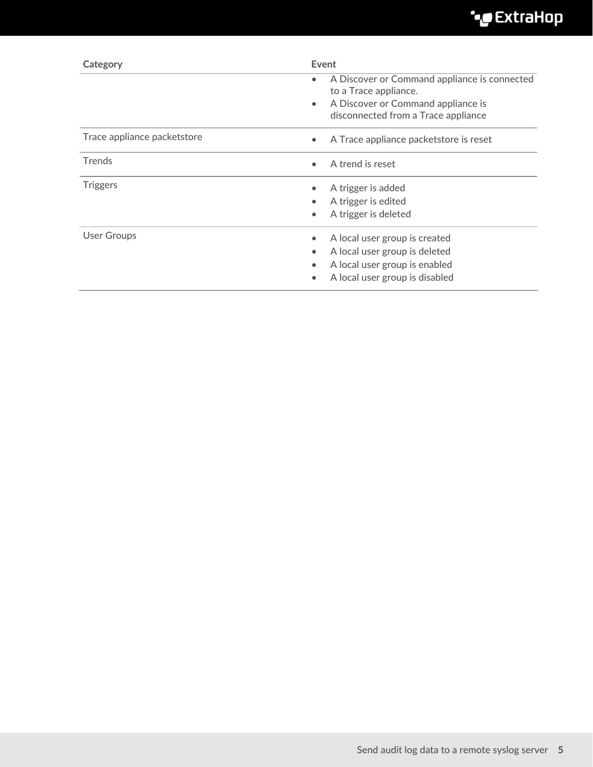| Category | Event |
| --- | --- |
| | • A Discover or Command appliance is connected to a Trace appliance.<br>• A Discover or Command appliance is disconnected from a Trace appliance |
| Trace appliance packetstore | • A Trace appliance packetstore is reset |
| Trends | • A trend is reset |
| Triggers | • A trigger is added<br>• A trigger is edited<br>• A trigger is deleted |
| User Groups | • A local user group is created<br>• A local user group is deleted<br>• A local user group is enabled<br>• A local user group is disabled |